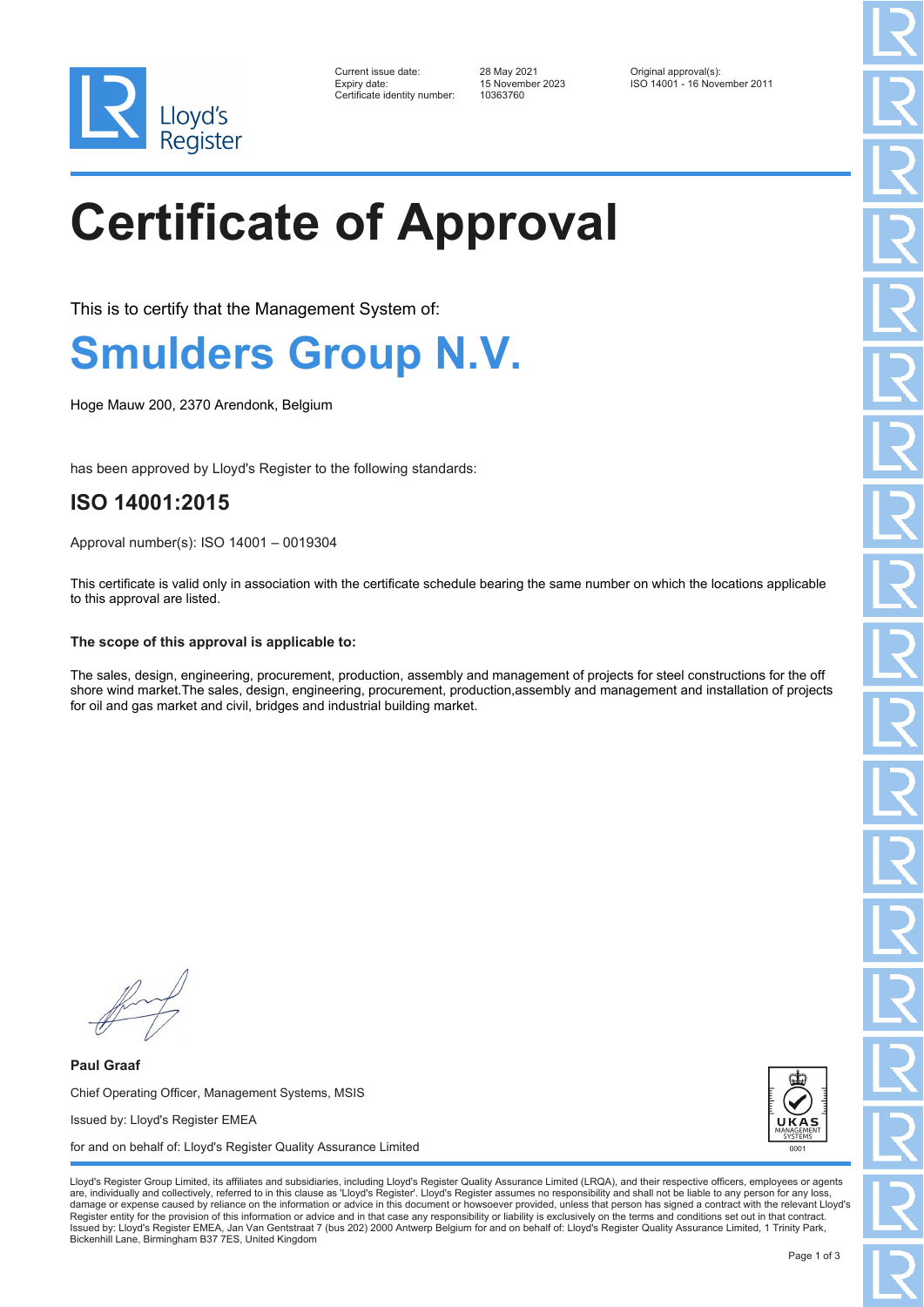Lloyd's Register

| | | | |
|---|---|---|---|
| Current issue date: | 28 May 2021 | Original approval(s): | |
| Expiry date: | 15 November 2023 | ISO 14001 - 16 November 2011 | |
| Certificate identity number: | 10363760 | | |

# Certificate of Approval

This is to certify that the Management System of:

# Smulders Group N.V.

Hoge Mauw 200, 2370 Arendonk, Belgium

has been approved by Lloyd's Register to the following standards:

## ISO 14001:2015

Approval number(s): ISO 14001 – 0019304

This certificate is valid only in association with the certificate schedule bearing the same number on which the locations applicable to this approval are listed.

**The scope of this approval is applicable to:**

The sales, design, engineering, procurement, production, assembly and management of projects for steel constructions for the off shore wind market.The sales, design, engineering, procurement, production,assembly and management and installation of projects for oil and gas market and civil, bridges and industrial building market.

**Paul Graaf**

Chief Operating Officer, Management Systems, MSIS

Issued by: Lloyd's Register EMEA

for and on behalf of: Lloyd's Register Quality Assurance Limited

UKAS MANAGEMENT SYSTEMS 0001

Lloyd's Register Group Limited, its affiliates and subsidiaries, including Lloyd's Register Quality Assurance Limited (LRQA), and their respective officers, employees or agents are, individually and collectively, referred to in this clause as 'Lloyd's Register'. Lloyd's Register assumes no responsibility and shall not be liable to any person for any loss, damage or expense caused by reliance on the information or advice in this document or howsoever provided, unless that person has signed a contract with the relevant Lloyd's Register entity for the provision of this information or advice and in that case any responsibility or liability is exclusively on the terms and conditions set out in that contract.
Issued by: Lloyd's Register EMEA, Jan Van Gentstraat 7 (bus 202) 2000 Antwerp Belgium for and on behalf of: Lloyd's Register Quality Assurance Limited, 1 Trinity Park, Bickenhill Lane, Birmingham B37 7ES, United Kingdom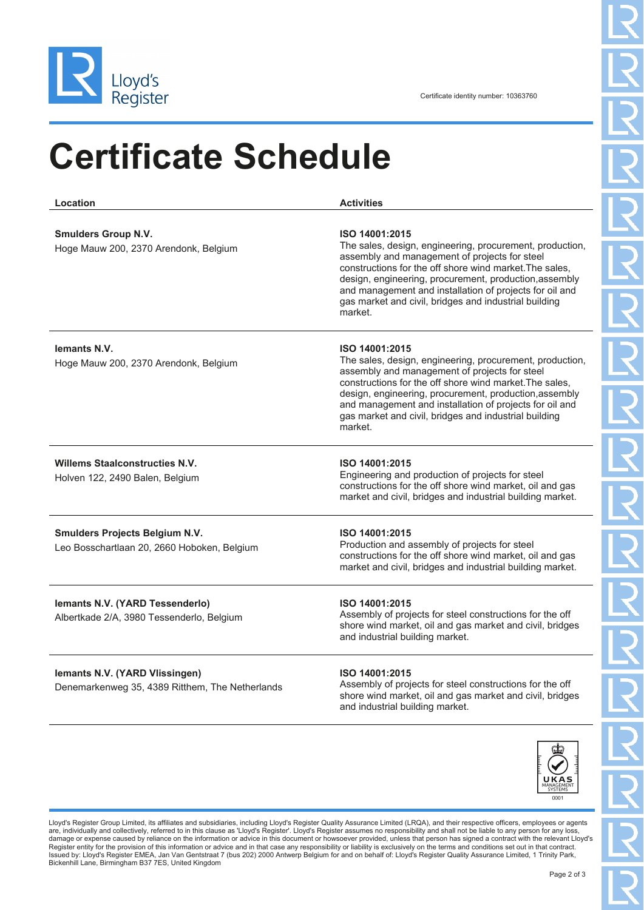Lloyd's Register

Certificate identity number: 10363760

# Certificate Schedule

| Location | Activities |
| --- | --- |
| **Smulders Group N.V.**<br>Hoge Mauw 200, 2370 Arendonk, Belgium | **ISO 14001:2015**<br>The sales, design, engineering, procurement, production, assembly and management of projects for steel constructions for the off shore wind market.The sales, design, engineering, procurement, production,assembly and management and installation of projects for oil and gas market and civil, bridges and industrial building market. |
| **Iemants N.V.**<br>Hoge Mauw 200, 2370 Arendonk, Belgium | **ISO 14001:2015**<br>The sales, design, engineering, procurement, production, assembly and management of projects for steel constructions for the off shore wind market.The sales, design, engineering, procurement, production,assembly and management and installation of projects for oil and gas market and civil, bridges and industrial building market. |
| **Willems Staalconstructies N.V.**<br>Holven 122, 2490 Balen, Belgium | **ISO 14001:2015**<br>Engineering and production of projects for steel constructions for the off shore wind market, oil and gas market and civil, bridges and industrial building market. |
| **Smulders Projects Belgium N.V.**<br>Leo Bosschartlaan 20, 2660 Hoboken, Belgium | **ISO 14001:2015**<br>Production and assembly of projects for steel constructions for the off shore wind market, oil and gas market and civil, bridges and industrial building market. |
| **Iemants N.V. (YARD Tessenderlo)**<br>Albertkade 2/A, 3980 Tessenderlo, Belgium | **ISO 14001:2015**<br>Assembly of projects for steel constructions for the off shore wind market, oil and gas market and civil, bridges and industrial building market. |
| **Iemants N.V. (YARD Vlissingen)**<br>Denemarkenweg 35, 4389 Ritthem, The Netherlands | **ISO 14001:2015**<br>Assembly of projects for steel constructions for the off shore wind market, oil and gas market and civil, bridges and industrial building market. |

UKAS MANAGEMENT SYSTEMS 0001

Lloyd's Register Group Limited, its affiliates and subsidiaries, including Lloyd's Register Quality Assurance Limited (LRQA), and their respective officers, employees or agents are, individually and collectively, referred to in this clause as 'Lloyd's Register'. Lloyd's Register assumes no responsibility and shall not be liable to any person for any loss, damage or expense caused by reliance on the information or advice in this document or howsoever provided, unless that person has signed a contract with the relevant Lloyd's Register entity for the provision of this information or advice and in that case any responsibility or liability is exclusively on the terms and conditions set out in that contract.
Issued by: Lloyd's Register EMEA, Jan Van Gentstraat 7 (bus 202) 2000 Antwerp Belgium for and on behalf of: Lloyd's Register Quality Assurance Limited, 1 Trinity Park, Bickenhill Lane, Birmingham B37 7ES, United Kingdom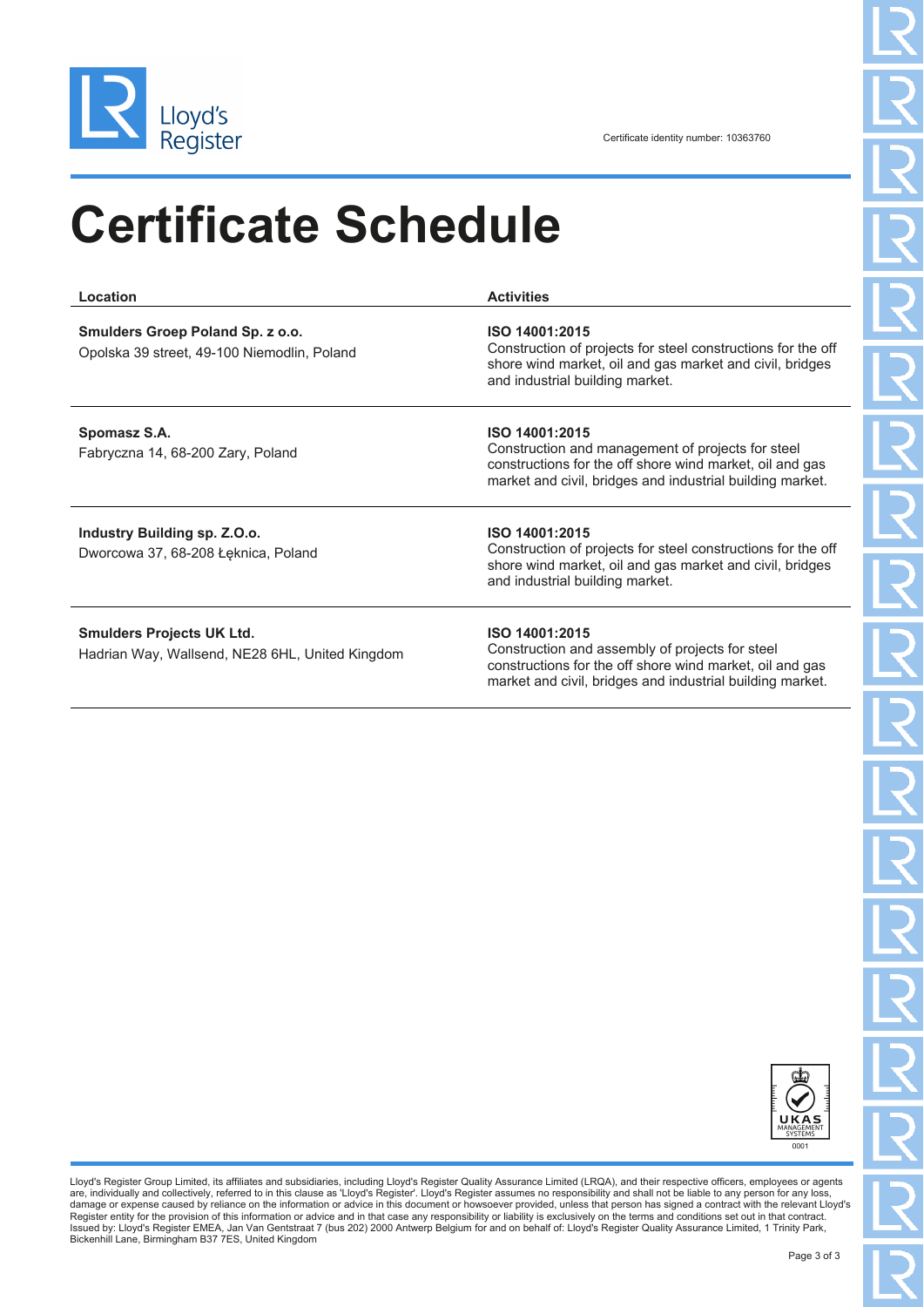Lloyd's Register

Certificate identity number: 10363760

# Certificate Schedule

| Location | Activities |
| --- | --- |
| **Smulders Groep Poland Sp. z o.o.**<br>Opolska 39 street, 49-100 Niemodlin, Poland | **ISO 14001:2015**<br>Construction of projects for steel constructions for the off shore wind market, oil and gas market and civil, bridges and industrial building market. |
| **Spomasz S.A.**<br>Fabryczna 14, 68-200 Zary, Poland | **ISO 14001:2015**<br>Construction and management of projects for steel constructions for the off shore wind market, oil and gas market and civil, bridges and industrial building market. |
| **Industry Building sp. Z.O.o.**<br>Dworcowa 37, 68-208 Łęknica, Poland | **ISO 14001:2015**<br>Construction of projects for steel constructions for the off shore wind market, oil and gas market and civil, bridges and industrial building market. |
| **Smulders Projects UK Ltd.**<br>Hadrian Way, Wallsend, NE28 6HL, United Kingdom | **ISO 14001:2015**<br>Construction and assembly of projects for steel constructions for the off shore wind market, oil and gas market and civil, bridges and industrial building market. |

UKAS MANAGEMENT SYSTEMS 0001

Lloyd's Register Group Limited, its affiliates and subsidiaries, including Lloyd's Register Quality Assurance Limited (LRQA), and their respective officers, employees or agents are, individually and collectively, referred to in this clause as 'Lloyd's Register'. Lloyd's Register assumes no responsibility and shall not be liable to any person for any loss, damage or expense caused by reliance on the information or advice in this document or howsoever provided, unless that person has signed a contract with the relevant Lloyd's Register entity for the provision of this information or advice and in that case any responsibility or liability is exclusively on the terms and conditions set out in that contract.
Issued by: Lloyd's Register EMEA, Jan Van Gentstraat 7 (bus 202) 2000 Antwerp Belgium for and on behalf of: Lloyd's Register Quality Assurance Limited, 1 Trinity Park, Bickenhill Lane, Birmingham B37 7ES, United Kingdom